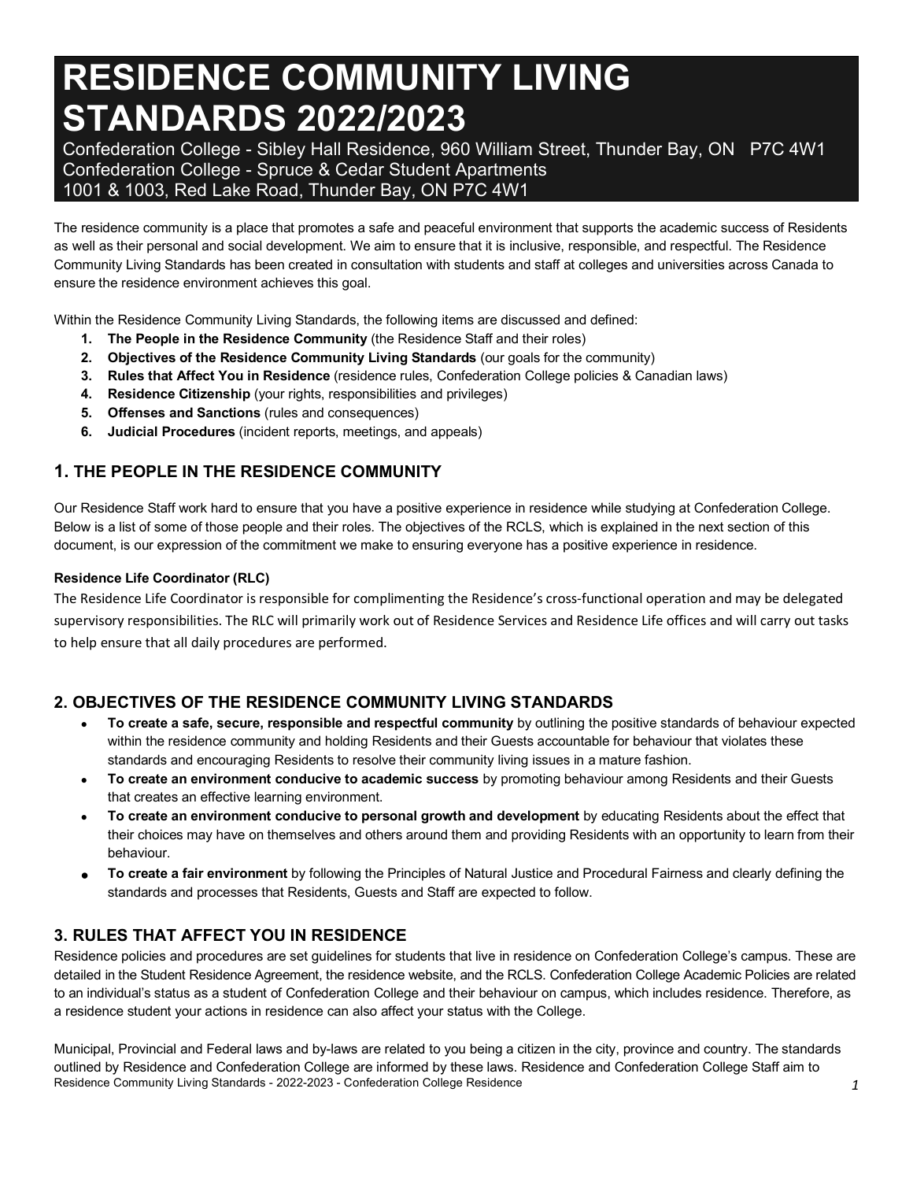# RESIDENCE COMMUNITY LIVING STANDARDS 2022/2023

Confederation College - Sibley Hall Residence, 960 William Street, Thunder Bay, ON P7C 4W1
Confederation College - Spruce & Cedar Student Apartments
1001 & 1003, Red Lake Road, Thunder Bay, ON P7C 4W1

The residence community is a place that promotes a safe and peaceful environment that supports the academic success of Residents as well as their personal and social development. We aim to ensure that it is inclusive, responsible, and respectful. The Residence Community Living Standards has been created in consultation with students and staff at colleges and universities across Canada to ensure the residence environment achieves this goal.

Within the Residence Community Living Standards, the following items are discussed and defined:

1. **The People in the Residence Community** (the Residence Staff and their roles)
2. **Objectives of the Residence Community Living Standards** (our goals for the community)
3. **Rules that Affect You in Residence** (residence rules, Confederation College policies & Canadian laws)
4. **Residence Citizenship** (your rights, responsibilities and privileges)
5. **Offenses and Sanctions** (rules and consequences)
6. **Judicial Procedures** (incident reports, meetings, and appeals)

## 1. THE PEOPLE IN THE RESIDENCE COMMUNITY

Our Residence Staff work hard to ensure that you have a positive experience in residence while studying at Confederation College. Below is a list of some of those people and their roles. The objectives of the RCLS, which is explained in the next section of this document, is our expression of the commitment we make to ensuring everyone has a positive experience in residence.

**Residence Life Coordinator (RLC)**

The Residence Life Coordinator is responsible for complimenting the Residence's cross-functional operation and may be delegated supervisory responsibilities. The RLC will primarily work out of Residence Services and Residence Life offices and will carry out tasks to help ensure that all daily procedures are performed.

## 2. OBJECTIVES OF THE RESIDENCE COMMUNITY LIVING STANDARDS

- **To create a safe, secure, responsible and respectful community** by outlining the positive standards of behaviour expected within the residence community and holding Residents and their Guests accountable for behaviour that violates these standards and encouraging Residents to resolve their community living issues in a mature fashion.
- **To create an environment conducive to academic success** by promoting behaviour among Residents and their Guests that creates an effective learning environment.
- **To create an environment conducive to personal growth and development** by educating Residents about the effect that their choices may have on themselves and others around them and providing Residents with an opportunity to learn from their behaviour.
- **To create a fair environment** by following the Principles of Natural Justice and Procedural Fairness and clearly defining the standards and processes that Residents, Guests and Staff are expected to follow.

## 3. RULES THAT AFFECT YOU IN RESIDENCE

Residence policies and procedures are set guidelines for students that live in residence on Confederation College's campus. These are detailed in the Student Residence Agreement, the residence website, and the RCLS. Confederation College Academic Policies are related to an individual's status as a student of Confederation College and their behaviour on campus, which includes residence. Therefore, as a residence student your actions in residence can also affect your status with the College.

Municipal, Provincial and Federal laws and by-laws are related to you being a citizen in the city, province and country. The standards outlined by Residence and Confederation College are informed by these laws. Residence and Confederation College Staff aim to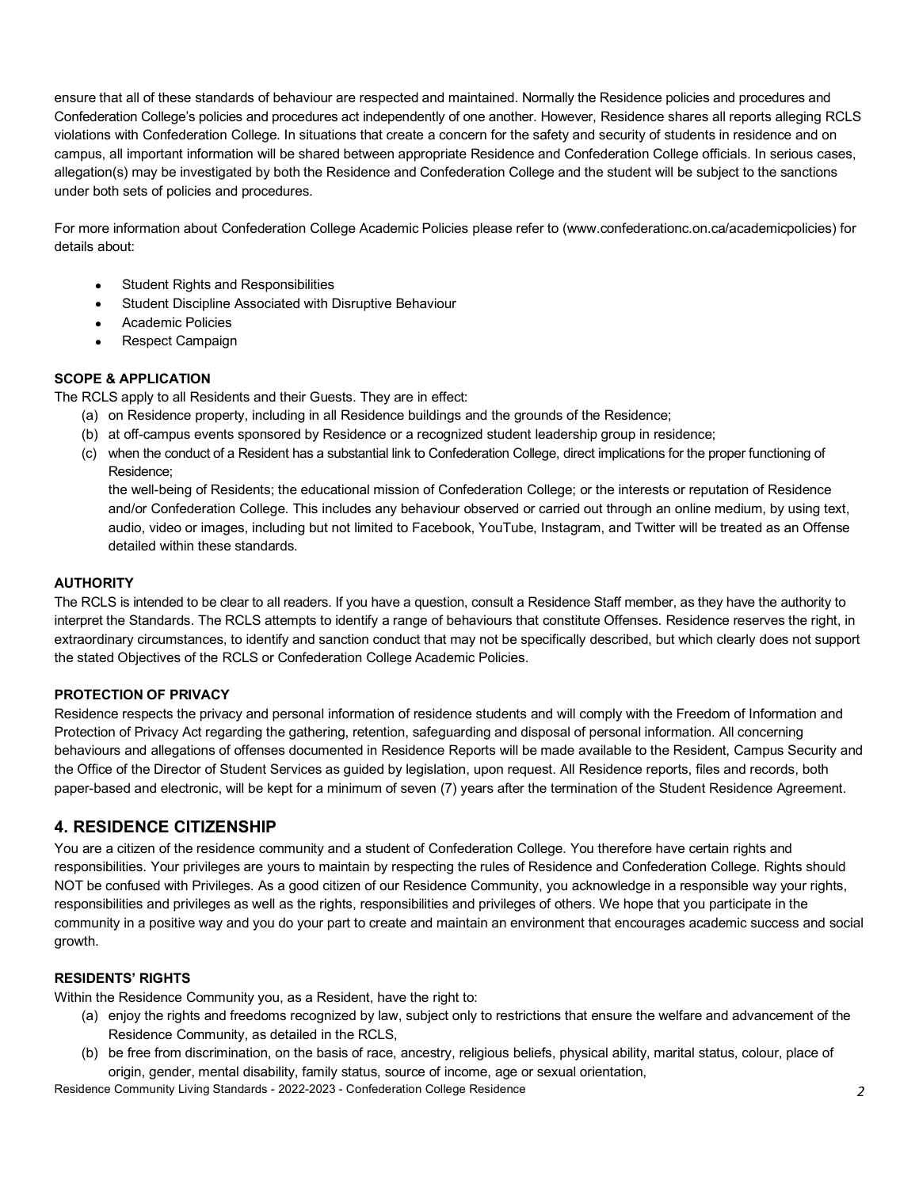ensure that all of these standards of behaviour are respected and maintained. Normally the Residence policies and procedures and Confederation College's policies and procedures act independently of one another. However, Residence shares all reports alleging RCLS violations with Confederation College. In situations that create a concern for the safety and security of students in residence and on campus, all important information will be shared between appropriate Residence and Confederation College officials. In serious cases, allegation(s) may be investigated by both the Residence and Confederation College and the student will be subject to the sanctions under both sets of policies and procedures.

For more information about Confederation College Academic Policies please refer to (www.confederationc.on.ca/academicpolicies) for details about:

- Student Rights and Responsibilities
- Student Discipline Associated with Disruptive Behaviour
- Academic Policies
- Respect Campaign

**SCOPE & APPLICATION**

The RCLS apply to all Residents and their Guests. They are in effect:

(a) on Residence property, including in all Residence buildings and the grounds of the Residence;
(b) at off-campus events sponsored by Residence or a recognized student leadership group in residence;
(c) when the conduct of a Resident has a substantial link to Confederation College, direct implications for the proper functioning of Residence;
the well-being of Residents; the educational mission of Confederation College; or the interests or reputation of Residence and/or Confederation College. This includes any behaviour observed or carried out through an online medium, by using text, audio, video or images, including but not limited to Facebook, YouTube, Instagram, and Twitter will be treated as an Offense detailed within these standards.

**AUTHORITY**

The RCLS is intended to be clear to all readers. If you have a question, consult a Residence Staff member, as they have the authority to interpret the Standards. The RCLS attempts to identify a range of behaviours that constitute Offenses. Residence reserves the right, in extraordinary circumstances, to identify and sanction conduct that may not be specifically described, but which clearly does not support the stated Objectives of the RCLS or Confederation College Academic Policies.

**PROTECTION OF PRIVACY**

Residence respects the privacy and personal information of residence students and will comply with the Freedom of Information and Protection of Privacy Act regarding the gathering, retention, safeguarding and disposal of personal information. All concerning behaviours and allegations of offenses documented in Residence Reports will be made available to the Resident, Campus Security and the Office of the Director of Student Services as guided by legislation, upon request. All Residence reports, files and records, both paper-based and electronic, will be kept for a minimum of seven (7) years after the termination of the Student Residence Agreement.

## 4. RESIDENCE CITIZENSHIP

You are a citizen of the residence community and a student of Confederation College. You therefore have certain rights and responsibilities. Your privileges are yours to maintain by respecting the rules of Residence and Confederation College. Rights should NOT be confused with Privileges. As a good citizen of our Residence Community, you acknowledge in a responsible way your rights, responsibilities and privileges as well as the rights, responsibilities and privileges of others. We hope that you participate in the community in a positive way and you do your part to create and maintain an environment that encourages academic success and social growth.

**RESIDENTS' RIGHTS**

Within the Residence Community you, as a Resident, have the right to:

(a) enjoy the rights and freedoms recognized by law, subject only to restrictions that ensure the welfare and advancement of the Residence Community, as detailed in the RCLS,
(b) be free from discrimination, on the basis of race, ancestry, religious beliefs, physical ability, marital status, colour, place of origin, gender, mental disability, family status, source of income, age or sexual orientation,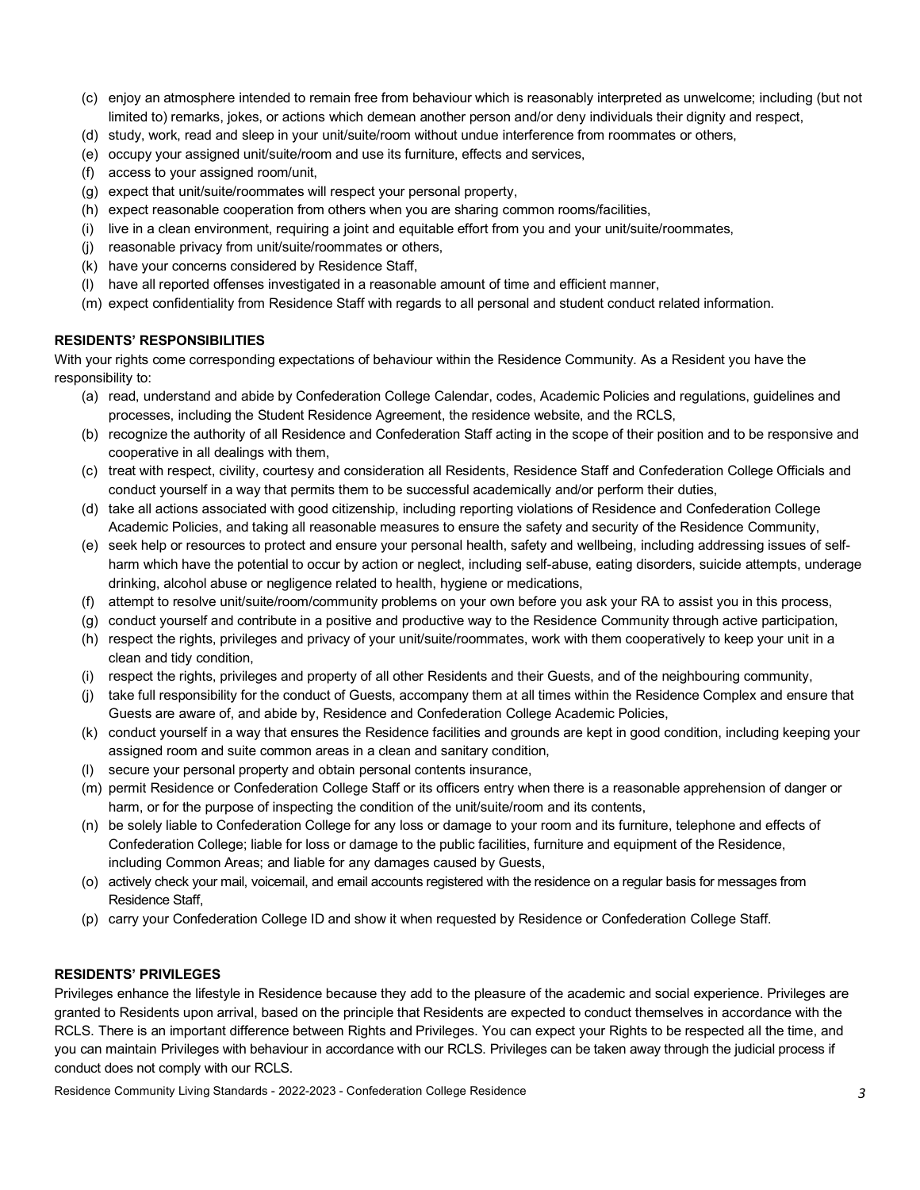(c) enjoy an atmosphere intended to remain free from behaviour which is reasonably interpreted as unwelcome; including (but not limited to) remarks, jokes, or actions which demean another person and/or deny individuals their dignity and respect,
(d) study, work, read and sleep in your unit/suite/room without undue interference from roommates or others,
(e) occupy your assigned unit/suite/room and use its furniture, effects and services,
(f) access to your assigned room/unit,
(g) expect that unit/suite/roommates will respect your personal property,
(h) expect reasonable cooperation from others when you are sharing common rooms/facilities,
(i) live in a clean environment, requiring a joint and equitable effort from you and your unit/suite/roommates,
(j) reasonable privacy from unit/suite/roommates or others,
(k) have your concerns considered by Residence Staff,
(l) have all reported offenses investigated in a reasonable amount of time and efficient manner,
(m) expect confidentiality from Residence Staff with regards to all personal and student conduct related information.

**RESIDENTS' RESPONSIBILITIES**

With your rights come corresponding expectations of behaviour within the Residence Community. As a Resident you have the responsibility to:

(a) read, understand and abide by Confederation College Calendar, codes, Academic Policies and regulations, guidelines and processes, including the Student Residence Agreement, the residence website, and the RCLS,
(b) recognize the authority of all Residence and Confederation Staff acting in the scope of their position and to be responsive and cooperative in all dealings with them,
(c) treat with respect, civility, courtesy and consideration all Residents, Residence Staff and Confederation College Officials and conduct yourself in a way that permits them to be successful academically and/or perform their duties,
(d) take all actions associated with good citizenship, including reporting violations of Residence and Confederation College Academic Policies, and taking all reasonable measures to ensure the safety and security of the Residence Community,
(e) seek help or resources to protect and ensure your personal health, safety and wellbeing, including addressing issues of self-harm which have the potential to occur by action or neglect, including self-abuse, eating disorders, suicide attempts, underage drinking, alcohol abuse or negligence related to health, hygiene or medications,
(f) attempt to resolve unit/suite/room/community problems on your own before you ask your RA to assist you in this process,
(g) conduct yourself and contribute in a positive and productive way to the Residence Community through active participation,
(h) respect the rights, privileges and privacy of your unit/suite/roommates, work with them cooperatively to keep your unit in a clean and tidy condition,
(i) respect the rights, privileges and property of all other Residents and their Guests, and of the neighbouring community,
(j) take full responsibility for the conduct of Guests, accompany them at all times within the Residence Complex and ensure that Guests are aware of, and abide by, Residence and Confederation College Academic Policies,
(k) conduct yourself in a way that ensures the Residence facilities and grounds are kept in good condition, including keeping your assigned room and suite common areas in a clean and sanitary condition,
(l) secure your personal property and obtain personal contents insurance,
(m) permit Residence or Confederation College Staff or its officers entry when there is a reasonable apprehension of danger or harm, or for the purpose of inspecting the condition of the unit/suite/room and its contents,
(n) be solely liable to Confederation College for any loss or damage to your room and its furniture, telephone and effects of Confederation College; liable for loss or damage to the public facilities, furniture and equipment of the Residence, including Common Areas; and liable for any damages caused by Guests,
(o) actively check your mail, voicemail, and email accounts registered with the residence on a regular basis for messages from Residence Staff,
(p) carry your Confederation College ID and show it when requested by Residence or Confederation College Staff.

**RESIDENTS' PRIVILEGES**

Privileges enhance the lifestyle in Residence because they add to the pleasure of the academic and social experience. Privileges are granted to Residents upon arrival, based on the principle that Residents are expected to conduct themselves in accordance with the RCLS. There is an important difference between Rights and Privileges. You can expect your Rights to be respected all the time, and you can maintain Privileges with behaviour in accordance with our RCLS. Privileges can be taken away through the judicial process if conduct does not comply with our RCLS.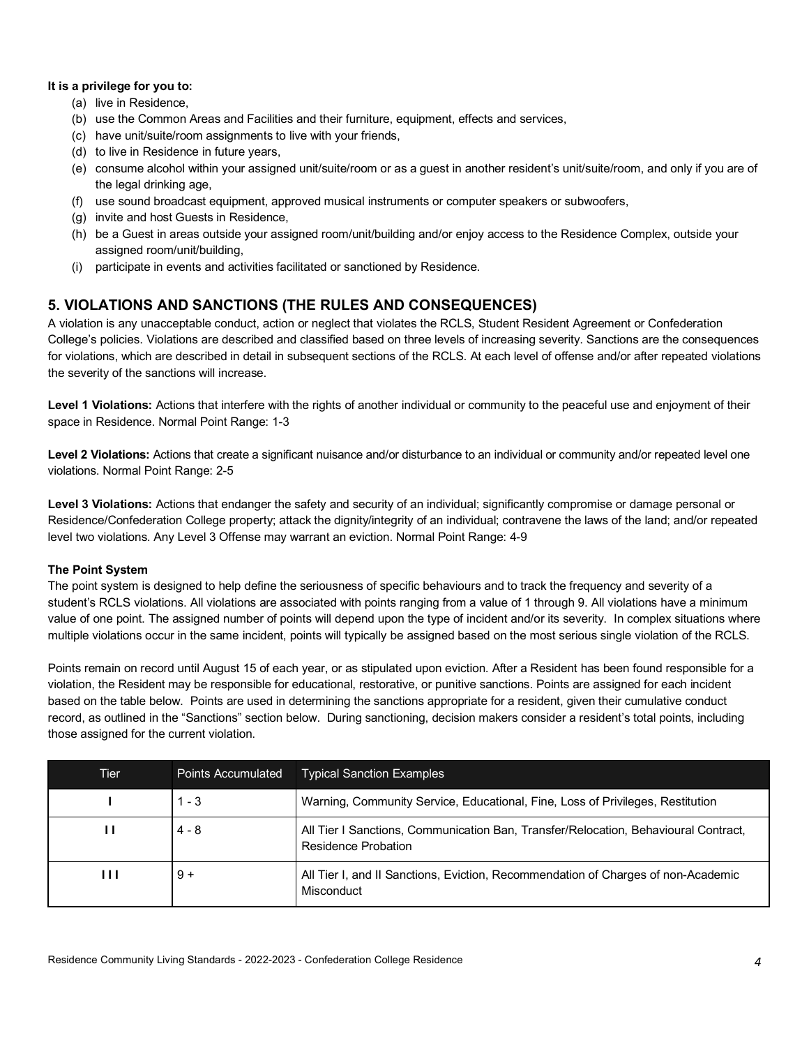**It is a privilege for you to:**

(a) live in Residence,
(b) use the Common Areas and Facilities and their furniture, equipment, effects and services,
(c) have unit/suite/room assignments to live with your friends,
(d) to live in Residence in future years,
(e) consume alcohol within your assigned unit/suite/room or as a guest in another resident's unit/suite/room, and only if you are of the legal drinking age,
(f) use sound broadcast equipment, approved musical instruments or computer speakers or subwoofers,
(g) invite and host Guests in Residence,
(h) be a Guest in areas outside your assigned room/unit/building and/or enjoy access to the Residence Complex, outside your assigned room/unit/building,
(i) participate in events and activities facilitated or sanctioned by Residence.

## 5. VIOLATIONS AND SANCTIONS (THE RULES AND CONSEQUENCES)

A violation is any unacceptable conduct, action or neglect that violates the RCLS, Student Resident Agreement or Confederation College's policies. Violations are described and classified based on three levels of increasing severity. Sanctions are the consequences for violations, which are described in detail in subsequent sections of the RCLS. At each level of offense and/or after repeated violations the severity of the sanctions will increase.

**Level 1 Violations:** Actions that interfere with the rights of another individual or community to the peaceful use and enjoyment of their space in Residence. Normal Point Range: 1-3

**Level 2 Violations:** Actions that create a significant nuisance and/or disturbance to an individual or community and/or repeated level one violations. Normal Point Range: 2-5

**Level 3 Violations:** Actions that endanger the safety and security of an individual; significantly compromise or damage personal or Residence/Confederation College property; attack the dignity/integrity of an individual; contravene the laws of the land; and/or repeated level two violations. Any Level 3 Offense may warrant an eviction. Normal Point Range: 4-9

**The Point System**

The point system is designed to help define the seriousness of specific behaviours and to track the frequency and severity of a student's RCLS violations. All violations are associated with points ranging from a value of 1 through 9. All violations have a minimum value of one point. The assigned number of points will depend upon the type of incident and/or its severity. In complex situations where multiple violations occur in the same incident, points will typically be assigned based on the most serious single violation of the RCLS.

Points remain on record until August 15 of each year, or as stipulated upon eviction. After a Resident has been found responsible for a violation, the Resident may be responsible for educational, restorative, or punitive sanctions. Points are assigned for each incident based on the table below. Points are used in determining the sanctions appropriate for a resident, given their cumulative conduct record, as outlined in the "Sanctions" section below. During sanctioning, decision makers consider a resident's total points, including those assigned for the current violation.

| Tier | Points Accumulated | Typical Sanction Examples |
|---|---|---|
| I | 1 - 3 | Warning, Community Service, Educational, Fine, Loss of Privileges, Restitution |
| II | 4 - 8 | All Tier I Sanctions, Communication Ban, Transfer/Relocation, Behavioural Contract, Residence Probation |
| III | 9 + | All Tier I, and II Sanctions, Eviction, Recommendation of Charges of non-Academic Misconduct |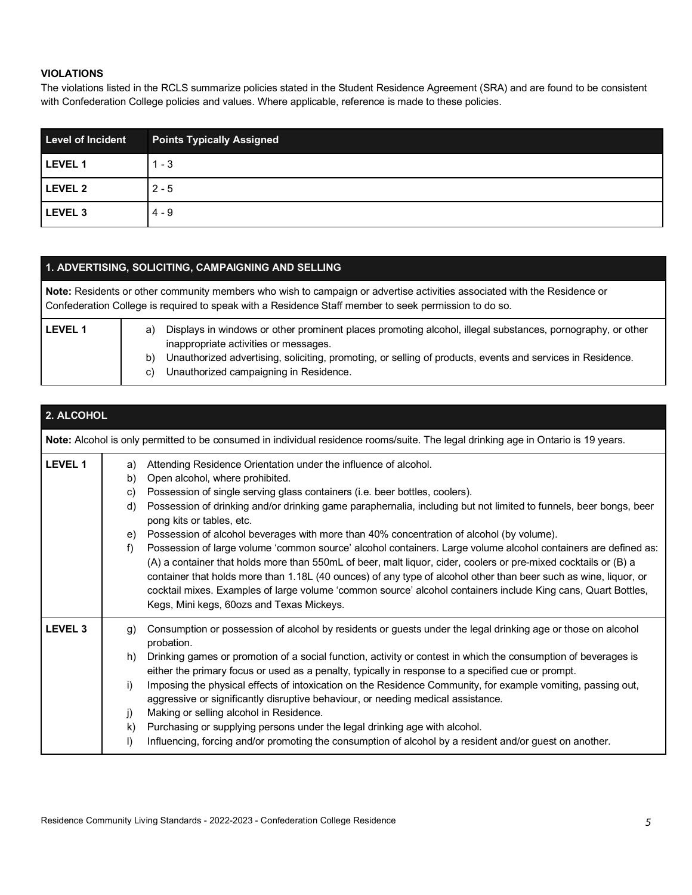**VIOLATIONS**

The violations listed in the RCLS summarize policies stated in the Student Residence Agreement (SRA) and are found to be consistent with Confederation College policies and values. Where applicable, reference is made to these policies.

| Level of Incident | Points Typically Assigned |
|---|---|
| **LEVEL 1** | 1 - 3 |
| **LEVEL 2** | 2 - 5 |
| **LEVEL 3** | 4 - 9 |

| **1. ADVERTISING, SOLICITING, CAMPAIGNING AND SELLING** | |
|---|---|
| **Note:** Residents or other community members who wish to campaign or advertise activities associated with the Residence or Confederation College is required to speak with a Residence Staff member to seek permission to do so. | |
| **LEVEL 1** | a) Displays in windows or other prominent places promoting alcohol, illegal substances, pornography, or other inappropriate activities or messages.<br>b) Unauthorized advertising, soliciting, promoting, or selling of products, events and services in Residence.<br>c) Unauthorized campaigning in Residence. |

| **2. ALCOHOL** | |
|---|---|
| **Note:** Alcohol is only permitted to be consumed in individual residence rooms/suite. The legal drinking age in Ontario is 19 years. | |
| **LEVEL 1** | a) Attending Residence Orientation under the influence of alcohol.<br>b) Open alcohol, where prohibited.<br>c) Possession of single serving glass containers (i.e. beer bottles, coolers).<br>d) Possession of drinking and/or drinking game paraphernalia, including but not limited to funnels, beer bongs, beer pong kits or tables, etc.<br>e) Possession of alcohol beverages with more than 40% concentration of alcohol (by volume).<br>f) Possession of large volume 'common source' alcohol containers. Large volume alcohol containers are defined as: (A) a container that holds more than 550mL of beer, malt liquor, cider, coolers or pre-mixed cocktails or (B) a container that holds more than 1.18L (40 ounces) of any type of alcohol other than beer such as wine, liquor, or cocktail mixes. Examples of large volume 'common source' alcohol containers include King cans, Quart Bottles, Kegs, Mini kegs, 60ozs and Texas Mickeys. |
| **LEVEL 3** | g) Consumption or possession of alcohol by residents or guests under the legal drinking age or those on alcohol probation.<br>h) Drinking games or promotion of a social function, activity or contest in which the consumption of beverages is either the primary focus or used as a penalty, typically in response to a specified cue or prompt.<br>i) Imposing the physical effects of intoxication on the Residence Community, for example vomiting, passing out, aggressive or significantly disruptive behaviour, or needing medical assistance.<br>j) Making or selling alcohol in Residence.<br>k) Purchasing or supplying persons under the legal drinking age with alcohol.<br>l) Influencing, forcing and/or promoting the consumption of alcohol by a resident and/or guest on another. |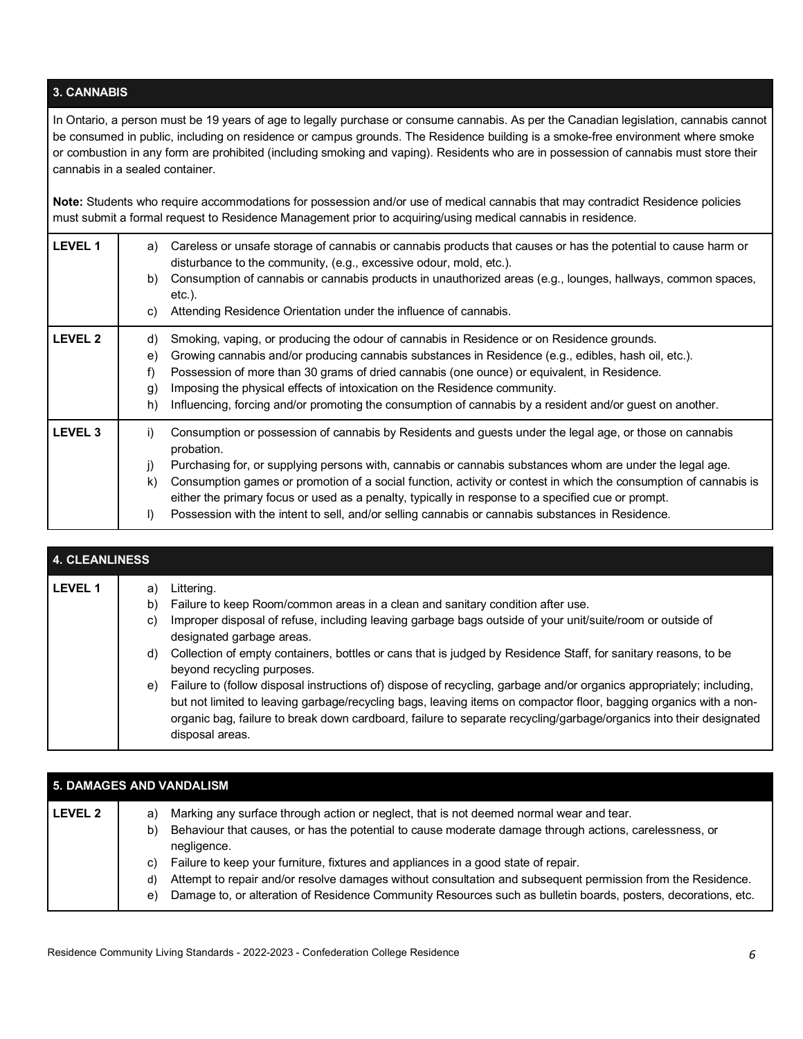| 3. CANNABIS | |
|---|---|
| In Ontario, a person must be 19 years of age to legally purchase or consume cannabis. As per the Canadian legislation, cannabis cannot be consumed in public, including on residence or campus grounds. The Residence building is a smoke-free environment where smoke or combustion in any form are prohibited (including smoking and vaping). Residents who are in possession of cannabis must store their cannabis in a sealed container.<br><br>**Note:** Students who require accommodations for possession and/or use of medical cannabis that may contradict Residence policies must submit a formal request to Residence Management prior to acquiring/using medical cannabis in residence. | |
| **LEVEL 1** | a) Careless or unsafe storage of cannabis or cannabis products that causes or has the potential to cause harm or disturbance to the community, (e.g., excessive odour, mold, etc.).<br>b) Consumption of cannabis or cannabis products in unauthorized areas (e.g., lounges, hallways, common spaces, etc.).<br>c) Attending Residence Orientation under the influence of cannabis. |
| **LEVEL 2** | d) Smoking, vaping, or producing the odour of cannabis in Residence or on Residence grounds.<br>e) Growing cannabis and/or producing cannabis substances in Residence (e.g., edibles, hash oil, etc.).<br>f) Possession of more than 30 grams of dried cannabis (one ounce) or equivalent, in Residence.<br>g) Imposing the physical effects of intoxication on the Residence community.<br>h) Influencing, forcing and/or promoting the consumption of cannabis by a resident and/or guest on another. |
| **LEVEL 3** | i) Consumption or possession of cannabis by Residents and guests under the legal age, or those on cannabis probation.<br>j) Purchasing for, or supplying persons with, cannabis or cannabis substances whom are under the legal age.<br>k) Consumption games or promotion of a social function, activity or contest in which the consumption of cannabis is either the primary focus or used as a penalty, typically in response to a specified cue or prompt.<br>l) Possession with the intent to sell, and/or selling cannabis or cannabis substances in Residence. |

| 4. CLEANLINESS | |
|---|---|
| **LEVEL 1** | a) Littering.<br>b) Failure to keep Room/common areas in a clean and sanitary condition after use.<br>c) Improper disposal of refuse, including leaving garbage bags outside of your unit/suite/room or outside of designated garbage areas.<br>d) Collection of empty containers, bottles or cans that is judged by Residence Staff, for sanitary reasons, to be beyond recycling purposes.<br>e) Failure to (follow disposal instructions of) dispose of recycling, garbage and/or organics appropriately; including, but not limited to leaving garbage/recycling bags, leaving items on compactor floor, bagging organics with a non-organic bag, failure to break down cardboard, failure to separate recycling/garbage/organics into their designated disposal areas. |

| 5. DAMAGES AND VANDALISM | |
|---|---|
| **LEVEL 2** | a) Marking any surface through action or neglect, that is not deemed normal wear and tear.<br>b) Behaviour that causes, or has the potential to cause moderate damage through actions, carelessness, or negligence.<br>c) Failure to keep your furniture, fixtures and appliances in a good state of repair.<br>d) Attempt to repair and/or resolve damages without consultation and subsequent permission from the Residence.<br>e) Damage to, or alteration of Residence Community Resources such as bulletin boards, posters, decorations, etc. |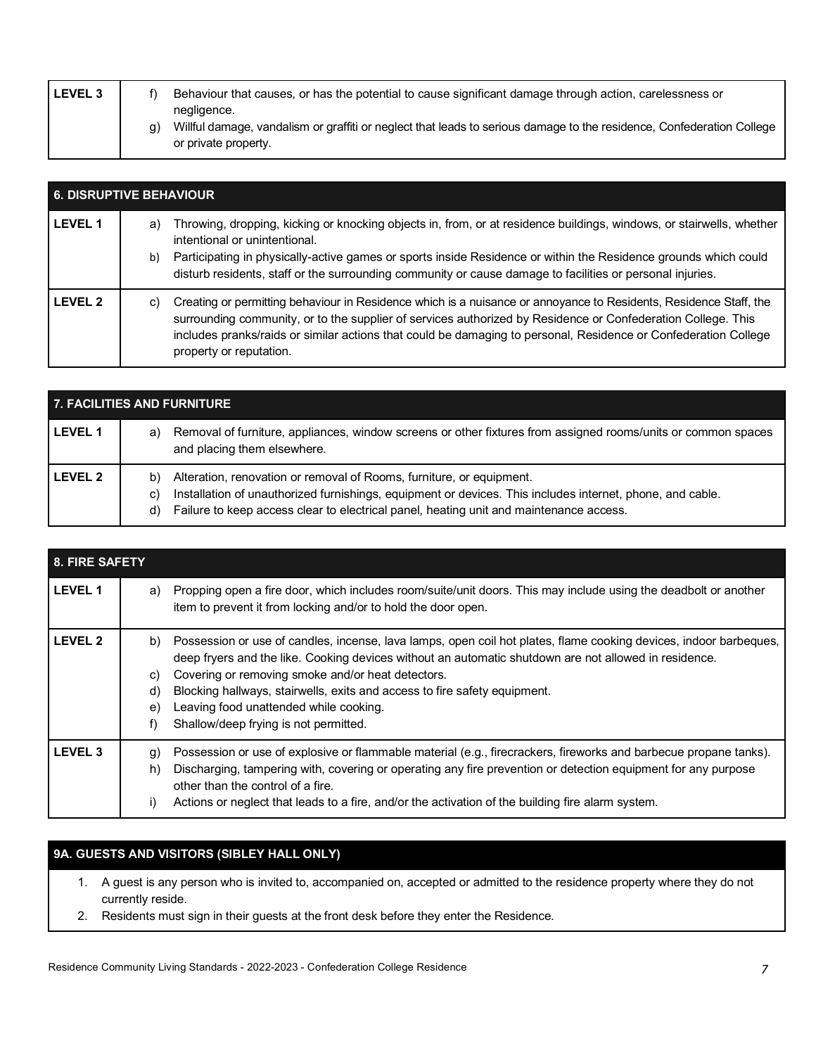| LEVEL 3 | f) Behaviour that causes, or has the potential to cause significant damage through action, carelessness or negligence.<br>g) Willful damage, vandalism or graffiti or neglect that leads to serious damage to the residence, Confederation College or private property. |
|---|---|

| 6. DISRUPTIVE BEHAVIOUR | |
|---|---|
| LEVEL 1 | a) Throwing, dropping, kicking or knocking objects in, from, or at residence buildings, windows, or stairwells, whether intentional or unintentional.<br>b) Participating in physically-active games or sports inside Residence or within the Residence grounds which could disturb residents, staff or the surrounding community or cause damage to facilities or personal injuries. |
| LEVEL 2 | c) Creating or permitting behaviour in Residence which is a nuisance or annoyance to Residents, Residence Staff, the surrounding community, or to the supplier of services authorized by Residence or Confederation College. This includes pranks/raids or similar actions that could be damaging to personal, Residence or Confederation College property or reputation. |

| 7. FACILITIES AND FURNITURE | |
|---|---|
| LEVEL 1 | a) Removal of furniture, appliances, window screens or other fixtures from assigned rooms/units or common spaces and placing them elsewhere. |
| LEVEL 2 | b) Alteration, renovation or removal of Rooms, furniture, or equipment.<br>c) Installation of unauthorized furnishings, equipment or devices. This includes internet, phone, and cable.<br>d) Failure to keep access clear to electrical panel, heating unit and maintenance access. |

| 8. FIRE SAFETY | |
|---|---|
| LEVEL 1 | a) Propping open a fire door, which includes room/suite/unit doors. This may include using the deadbolt or another item to prevent it from locking and/or to hold the door open. |
| LEVEL 2 | b) Possession or use of candles, incense, lava lamps, open coil hot plates, flame cooking devices, indoor barbeques, deep fryers and the like. Cooking devices without an automatic shutdown are not allowed in residence.<br>c) Covering or removing smoke and/or heat detectors.<br>d) Blocking hallways, stairwells, exits and access to fire safety equipment.<br>e) Leaving food unattended while cooking.<br>f) Shallow/deep frying is not permitted. |
| LEVEL 3 | g) Possession or use of explosive or flammable material (e.g., firecrackers, fireworks and barbecue propane tanks).<br>h) Discharging, tampering with, covering or operating any fire prevention or detection equipment for any purpose other than the control of a fire.<br>i) Actions or neglect that leads to a fire, and/or the activation of the building fire alarm system. |

### 9A. GUESTS AND VISITORS (SIBLEY HALL ONLY)

1. A guest is any person who is invited to, accompanied on, accepted or admitted to the residence property where they do not currently reside.
2. Residents must sign in their guests at the front desk before they enter the Residence.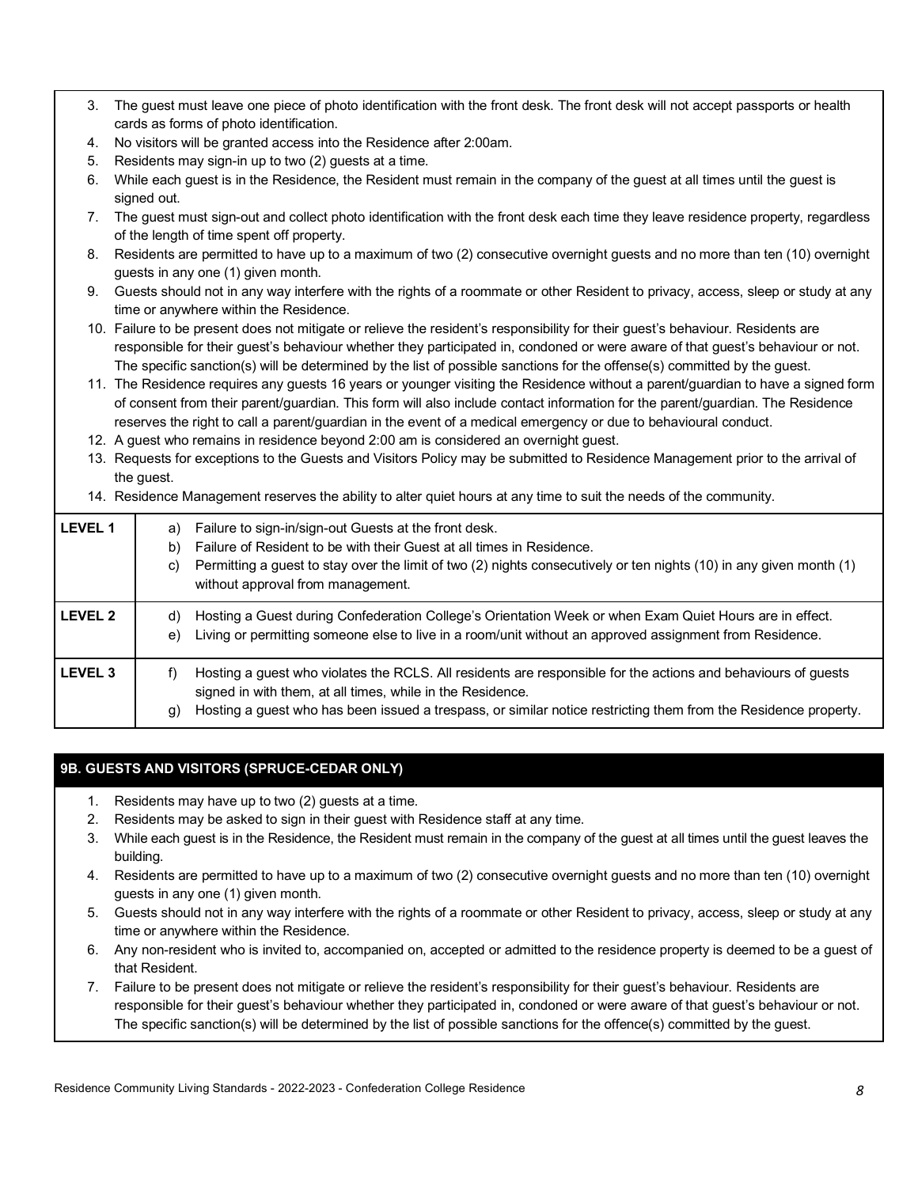3. The guest must leave one piece of photo identification with the front desk. The front desk will not accept passports or health cards as forms of photo identification.
4. No visitors will be granted access into the Residence after 2:00am.
5. Residents may sign-in up to two (2) guests at a time.
6. While each guest is in the Residence, the Resident must remain in the company of the guest at all times until the guest is signed out.
7. The guest must sign-out and collect photo identification with the front desk each time they leave residence property, regardless of the length of time spent off property.
8. Residents are permitted to have up to a maximum of two (2) consecutive overnight guests and no more than ten (10) overnight guests in any one (1) given month.
9. Guests should not in any way interfere with the rights of a roommate or other Resident to privacy, access, sleep or study at any time or anywhere within the Residence.
10. Failure to be present does not mitigate or relieve the resident's responsibility for their guest's behaviour. Residents are responsible for their guest's behaviour whether they participated in, condoned or were aware of that guest's behaviour or not. The specific sanction(s) will be determined by the list of possible sanctions for the offense(s) committed by the guest.
11. The Residence requires any guests 16 years or younger visiting the Residence without a parent/guardian to have a signed form of consent from their parent/guardian. This form will also include contact information for the parent/guardian. The Residence reserves the right to call a parent/guardian in the event of a medical emergency or due to behavioural conduct.
12. A guest who remains in residence beyond 2:00 am is considered an overnight guest.
13. Requests for exceptions to the Guests and Visitors Policy may be submitted to Residence Management prior to the arrival of the guest.
14. Residence Management reserves the ability to alter quiet hours at any time to suit the needs of the community.

| | |
|---|---|
| **LEVEL 1** | a) Failure to sign-in/sign-out Guests at the front desk.<br>b) Failure of Resident to be with their Guest at all times in Residence.<br>c) Permitting a guest to stay over the limit of two (2) nights consecutively or ten nights (10) in any given month (1) without approval from management. |
| **LEVEL 2** | d) Hosting a Guest during Confederation College's Orientation Week or when Exam Quiet Hours are in effect.<br>e) Living or permitting someone else to live in a room/unit without an approved assignment from Residence. |
| **LEVEL 3** | f) Hosting a guest who violates the RCLS. All residents are responsible for the actions and behaviours of guests signed in with them, at all times, while in the Residence.<br>g) Hosting a guest who has been issued a trespass, or similar notice restricting them from the Residence property. |

## 9B. GUESTS AND VISITORS (SPRUCE-CEDAR ONLY)

1. Residents may have up to two (2) guests at a time.
2. Residents may be asked to sign in their guest with Residence staff at any time.
3. While each guest is in the Residence, the Resident must remain in the company of the guest at all times until the guest leaves the building.
4. Residents are permitted to have up to a maximum of two (2) consecutive overnight guests and no more than ten (10) overnight guests in any one (1) given month.
5. Guests should not in any way interfere with the rights of a roommate or other Resident to privacy, access, sleep or study at any time or anywhere within the Residence.
6. Any non-resident who is invited to, accompanied on, accepted or admitted to the residence property is deemed to be a guest of that Resident.
7. Failure to be present does not mitigate or relieve the resident's responsibility for their guest's behaviour. Residents are responsible for their guest's behaviour whether they participated in, condoned or were aware of that guest's behaviour or not. The specific sanction(s) will be determined by the list of possible sanctions for the offence(s) committed by the guest.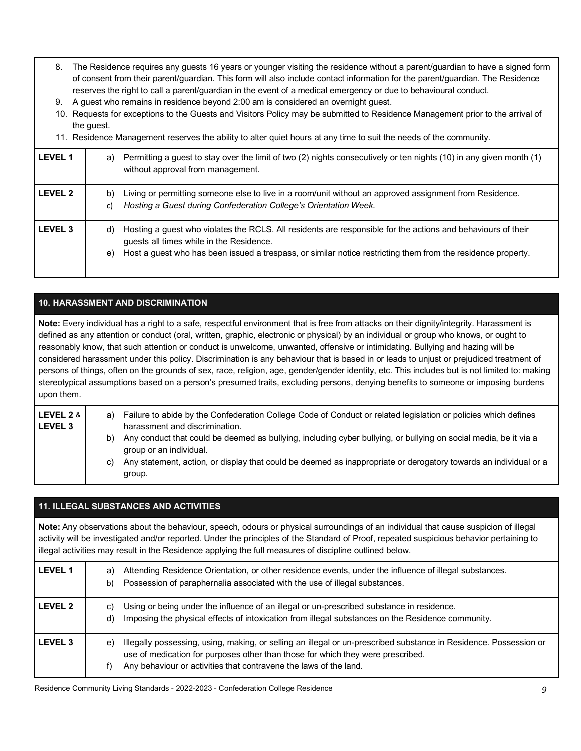8. The Residence requires any guests 16 years or younger visiting the residence without a parent/guardian to have a signed form of consent from their parent/guardian. This form will also include contact information for the parent/guardian. The Residence reserves the right to call a parent/guardian in the event of a medical emergency or due to behavioural conduct.
9. A guest who remains in residence beyond 2:00 am is considered an overnight guest.
10. Requests for exceptions to the Guests and Visitors Policy may be submitted to Residence Management prior to the arrival of the guest.
11. Residence Management reserves the ability to alter quiet hours at any time to suit the needs of the community.

| | |
|---|---|
| **LEVEL 1** | a) Permitting a guest to stay over the limit of two (2) nights consecutively or ten nights (10) in any given month (1) without approval from management. |
| **LEVEL 2** | b) Living or permitting someone else to live in a room/unit without an approved assignment from Residence.<br>c) *Hosting a Guest during Confederation College's Orientation Week.* |
| **LEVEL 3** | d) Hosting a guest who violates the RCLS. All residents are responsible for the actions and behaviours of their guests all times while in the Residence.<br>e) Host a guest who has been issued a trespass, or similar notice restricting them from the residence property. |

## 10. HARASSMENT AND DISCRIMINATION

**Note:** Every individual has a right to a safe, respectful environment that is free from attacks on their dignity/integrity. Harassment is defined as any attention or conduct (oral, written, graphic, electronic or physical) by an individual or group who knows, or ought to reasonably know, that such attention or conduct is unwelcome, unwanted, offensive or intimidating. Bullying and hazing will be considered harassment under this policy. Discrimination is any behaviour that is based in or leads to unjust or prejudiced treatment of persons of things, often on the grounds of sex, race, religion, age, gender/gender identity, etc. This includes but is not limited to: making stereotypical assumptions based on a person's presumed traits, excluding persons, denying benefits to someone or imposing burdens upon them.

| | |
|---|---|
| **LEVEL 2** & **LEVEL 3** | a) Failure to abide by the Confederation College Code of Conduct or related legislation or policies which defines harassment and discrimination.<br>b) Any conduct that could be deemed as bullying, including cyber bullying, or bullying on social media, be it via a group or an individual.<br>c) Any statement, action, or display that could be deemed as inappropriate or derogatory towards an individual or a group. |

## 11. ILLEGAL SUBSTANCES AND ACTIVITIES

**Note:** Any observations about the behaviour, speech, odours or physical surroundings of an individual that cause suspicion of illegal activity will be investigated and/or reported. Under the principles of the Standard of Proof, repeated suspicious behavior pertaining to illegal activities may result in the Residence applying the full measures of discipline outlined below.

| | |
|---|---|
| **LEVEL 1** | a) Attending Residence Orientation, or other residence events, under the influence of illegal substances.<br>b) Possession of paraphernalia associated with the use of illegal substances. |
| **LEVEL 2** | c) Using or being under the influence of an illegal or un-prescribed substance in residence.<br>d) Imposing the physical effects of intoxication from illegal substances on the Residence community. |
| **LEVEL 3** | e) Illegally possessing, using, making, or selling an illegal or un-prescribed substance in Residence. Possession or use of medication for purposes other than those for which they were prescribed.<br>f) Any behaviour or activities that contravene the laws of the land. |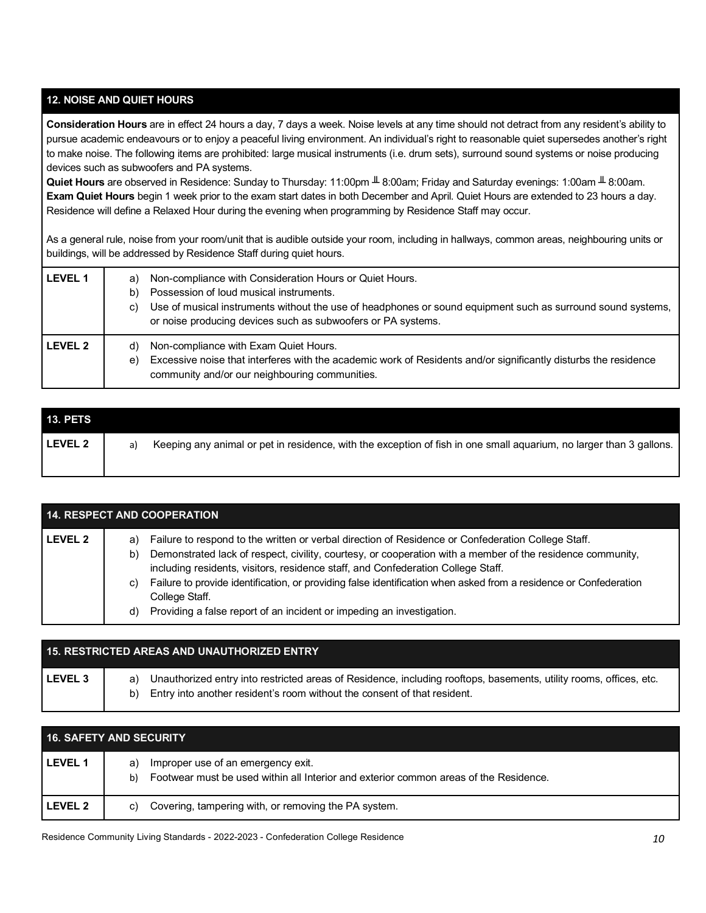## 12. NOISE AND QUIET HOURS

**Consideration Hours** are in effect 24 hours a day, 7 days a week. Noise levels at any time should not detract from any resident's ability to pursue academic endeavours or to enjoy a peaceful living environment. An individual's right to reasonable quiet supersedes another's right to make noise. The following items are prohibited: large musical instruments (i.e. drum sets), surround sound systems or noise producing devices such as subwoofers and PA systems.

**Quiet Hours** are observed in Residence: Sunday to Thursday: 11:00pm ╨ 8:00am; Friday and Saturday evenings: 1:00am ╨ 8:00am.
**Exam Quiet Hours** begin 1 week prior to the exam start dates in both December and April. Quiet Hours are extended to 23 hours a day. Residence will define a Relaxed Hour during the evening when programming by Residence Staff may occur.

As a general rule, noise from your room/unit that is audible outside your room, including in hallways, common areas, neighbouring units or buildings, will be addressed by Residence Staff during quiet hours.

| | |
|---|---|
| **LEVEL 1** | a) Non-compliance with Consideration Hours or Quiet Hours.<br>b) Possession of loud musical instruments.<br>c) Use of musical instruments without the use of headphones or sound equipment such as surround sound systems, or noise producing devices such as subwoofers or PA systems. |
| **LEVEL 2** | d) Non-compliance with Exam Quiet Hours.<br>e) Excessive noise that interferes with the academic work of Residents and/or significantly disturbs the residence community and/or our neighbouring communities. |

## 13. PETS

| | |
|---|---|
| **LEVEL 2** | a) Keeping any animal or pet in residence, with the exception of fish in one small aquarium, no larger than 3 gallons. |

## 14. RESPECT AND COOPERATION

| | |
|---|---|
| **LEVEL 2** | a) Failure to respond to the written or verbal direction of Residence or Confederation College Staff.<br>b) Demonstrated lack of respect, civility, courtesy, or cooperation with a member of the residence community, including residents, visitors, residence staff, and Confederation College Staff.<br>c) Failure to provide identification, or providing false identification when asked from a residence or Confederation College Staff.<br>d) Providing a false report of an incident or impeding an investigation. |

## 15. RESTRICTED AREAS AND UNAUTHORIZED ENTRY

| | |
|---|---|
| **LEVEL 3** | a) Unauthorized entry into restricted areas of Residence, including rooftops, basements, utility rooms, offices, etc.<br>b) Entry into another resident's room without the consent of that resident. |

## 16. SAFETY AND SECURITY

| | |
|---|---|
| **LEVEL 1** | a) Improper use of an emergency exit.<br>b) Footwear must be used within all Interior and exterior common areas of the Residence. |
| **LEVEL 2** | c) Covering, tampering with, or removing the PA system. |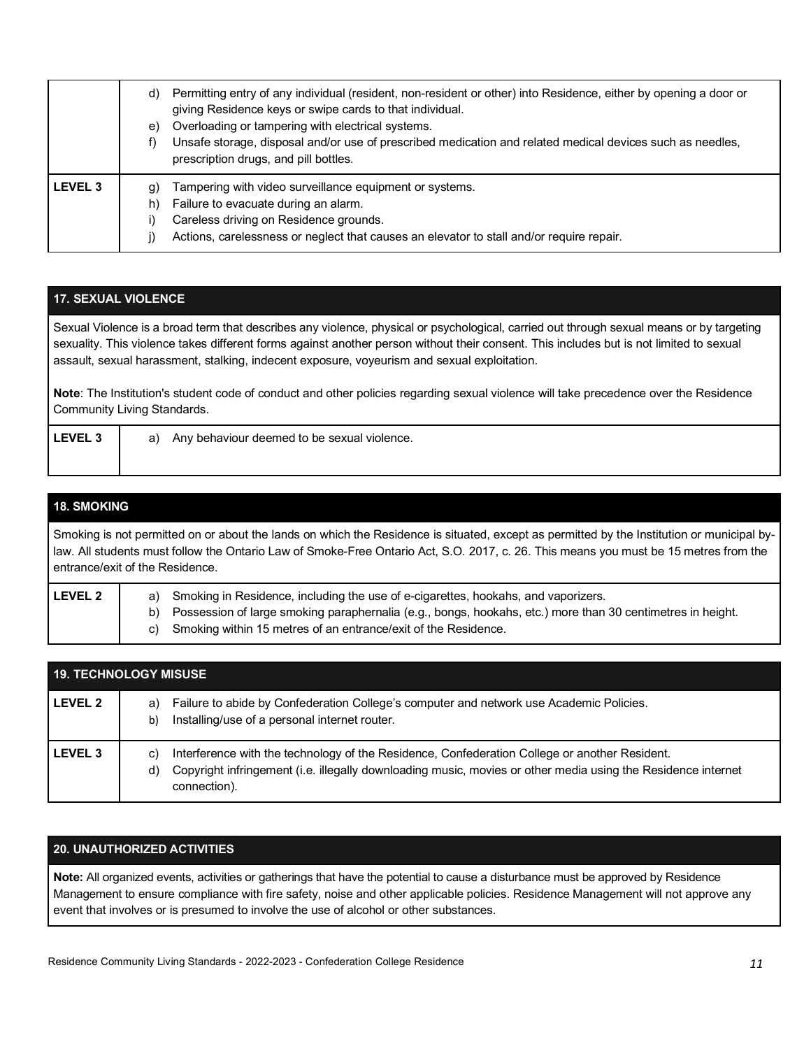| | |
|---|---|
| | d) Permitting entry of any individual (resident, non-resident or other) into Residence, either by opening a door or giving Residence keys or swipe cards to that individual.<br>e) Overloading or tampering with electrical systems.<br>f) Unsafe storage, disposal and/or use of prescribed medication and related medical devices such as needles, prescription drugs, and pill bottles. |
| **LEVEL 3** | g) Tampering with video surveillance equipment or systems.<br>h) Failure to evacuate during an alarm.<br>i) Careless driving on Residence grounds.<br>j) Actions, carelessness or neglect that causes an elevator to stall and/or require repair. |

## 17. SEXUAL VIOLENCE

Sexual Violence is a broad term that describes any violence, physical or psychological, carried out through sexual means or by targeting sexuality. This violence takes different forms against another person without their consent. This includes but is not limited to sexual assault, sexual harassment, stalking, indecent exposure, voyeurism and sexual exploitation.

**Note**: The Institution's student code of conduct and other policies regarding sexual violence will take precedence over the Residence Community Living Standards.

| | |
|---|---|
| **LEVEL 3** | a) Any behaviour deemed to be sexual violence. |

## 18. SMOKING

Smoking is not permitted on or about the lands on which the Residence is situated, except as permitted by the Institution or municipal by-law. All students must follow the Ontario Law of Smoke-Free Ontario Act, S.O. 2017, c. 26. This means you must be 15 metres from the entrance/exit of the Residence.

| | |
|---|---|
| **LEVEL 2** | a) Smoking in Residence, including the use of e-cigarettes, hookahs, and vaporizers.<br>b) Possession of large smoking paraphernalia (e.g., bongs, hookahs, etc.) more than 30 centimetres in height.<br>c) Smoking within 15 metres of an entrance/exit of the Residence. |

## 19. TECHNOLOGY MISUSE

| | |
|---|---|
| **LEVEL 2** | a) Failure to abide by Confederation College's computer and network use Academic Policies.<br>b) Installing/use of a personal internet router. |
| **LEVEL 3** | c) Interference with the technology of the Residence, Confederation College or another Resident.<br>d) Copyright infringement (i.e. illegally downloading music, movies or other media using the Residence internet connection). |

## 20. UNAUTHORIZED ACTIVITIES

**Note:** All organized events, activities or gatherings that have the potential to cause a disturbance must be approved by Residence Management to ensure compliance with fire safety, noise and other applicable policies. Residence Management will not approve any event that involves or is presumed to involve the use of alcohol or other substances.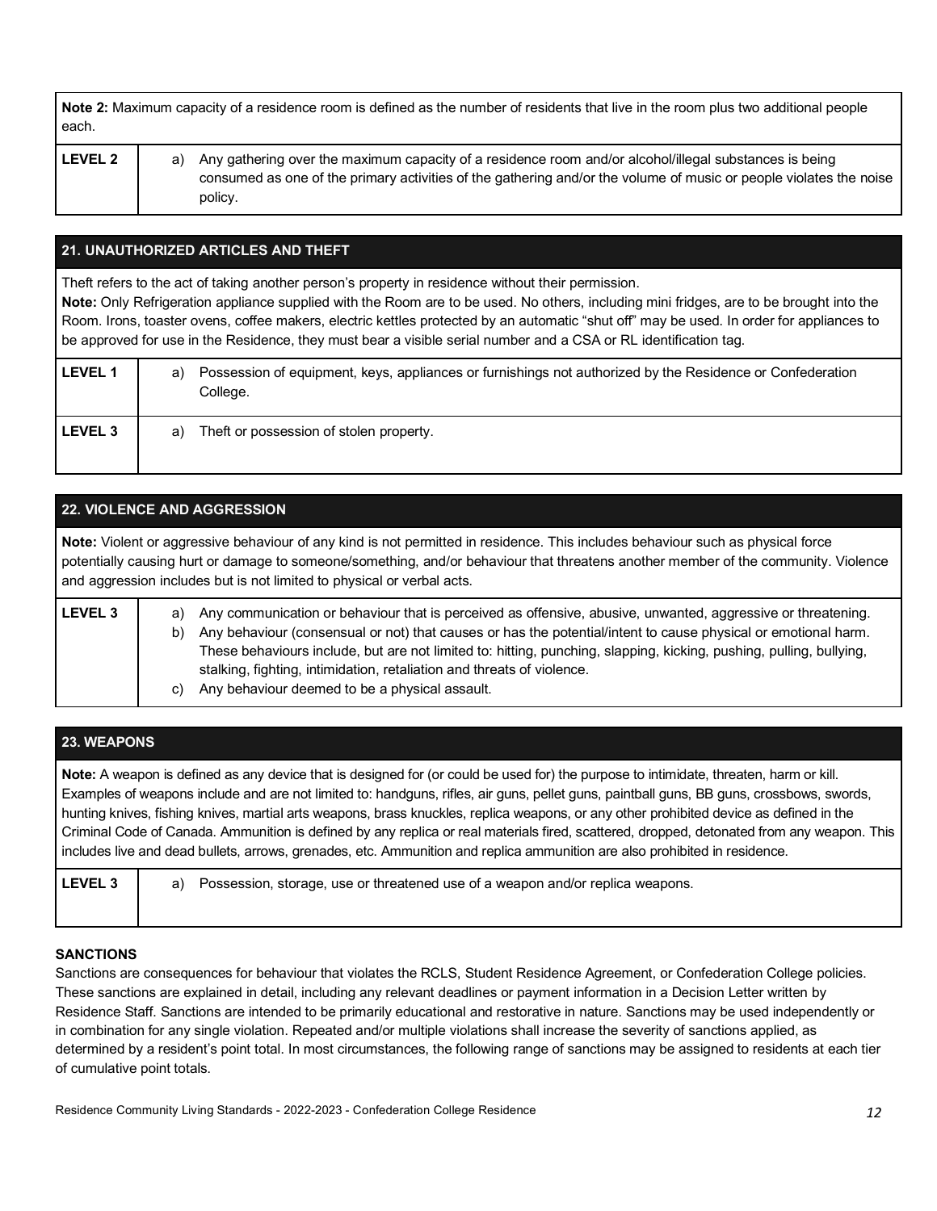| | |
|---|---|
| **Note 2:** Maximum capacity of a residence room is defined as the number of residents that live in the room plus two additional people each. | |
| **LEVEL 2** | a) Any gathering over the maximum capacity of a residence room and/or alcohol/illegal substances is being consumed as one of the primary activities of the gathering and/or the volume of music or people violates the noise policy. |

## 21. UNAUTHORIZED ARTICLES AND THEFT

Theft refers to the act of taking another person's property in residence without their permission.
**Note:** Only Refrigeration appliance supplied with the Room are to be used. No others, including mini fridges, are to be brought into the Room. Irons, toaster ovens, coffee makers, electric kettles protected by an automatic "shut off" may be used. In order for appliances to be approved for use in the Residence, they must bear a visible serial number and a CSA or RL identification tag.

| | |
|---|---|
| **LEVEL 1** | a) Possession of equipment, keys, appliances or furnishings not authorized by the Residence or Confederation College. |
| **LEVEL 3** | a) Theft or possession of stolen property. |

## 22. VIOLENCE AND AGGRESSION

**Note:** Violent or aggressive behaviour of any kind is not permitted in residence. This includes behaviour such as physical force potentially causing hurt or damage to someone/something, and/or behaviour that threatens another member of the community. Violence and aggression includes but is not limited to physical or verbal acts.

| | |
|---|---|
| **LEVEL 3** | a) Any communication or behaviour that is perceived as offensive, abusive, unwanted, aggressive or threatening.<br>b) Any behaviour (consensual or not) that causes or has the potential/intent to cause physical or emotional harm. These behaviours include, but are not limited to: hitting, punching, slapping, kicking, pushing, pulling, bullying, stalking, fighting, intimidation, retaliation and threats of violence.<br>c) Any behaviour deemed to be a physical assault. |

## 23. WEAPONS

**Note:** A weapon is defined as any device that is designed for (or could be used for) the purpose to intimidate, threaten, harm or kill. Examples of weapons include and are not limited to: handguns, rifles, air guns, pellet guns, paintball guns, BB guns, crossbows, swords, hunting knives, fishing knives, martial arts weapons, brass knuckles, replica weapons, or any other prohibited device as defined in the Criminal Code of Canada. Ammunition is defined by any replica or real materials fired, scattered, dropped, detonated from any weapon. This includes live and dead bullets, arrows, grenades, etc. Ammunition and replica ammunition are also prohibited in residence.

| | |
|---|---|
| **LEVEL 3** | a) Possession, storage, use or threatened use of a weapon and/or replica weapons. |

### SANCTIONS

Sanctions are consequences for behaviour that violates the RCLS, Student Residence Agreement, or Confederation College policies. These sanctions are explained in detail, including any relevant deadlines or payment information in a Decision Letter written by Residence Staff. Sanctions are intended to be primarily educational and restorative in nature. Sanctions may be used independently or in combination for any single violation. Repeated and/or multiple violations shall increase the severity of sanctions applied, as determined by a resident's point total. In most circumstances, the following range of sanctions may be assigned to residents at each tier of cumulative point totals.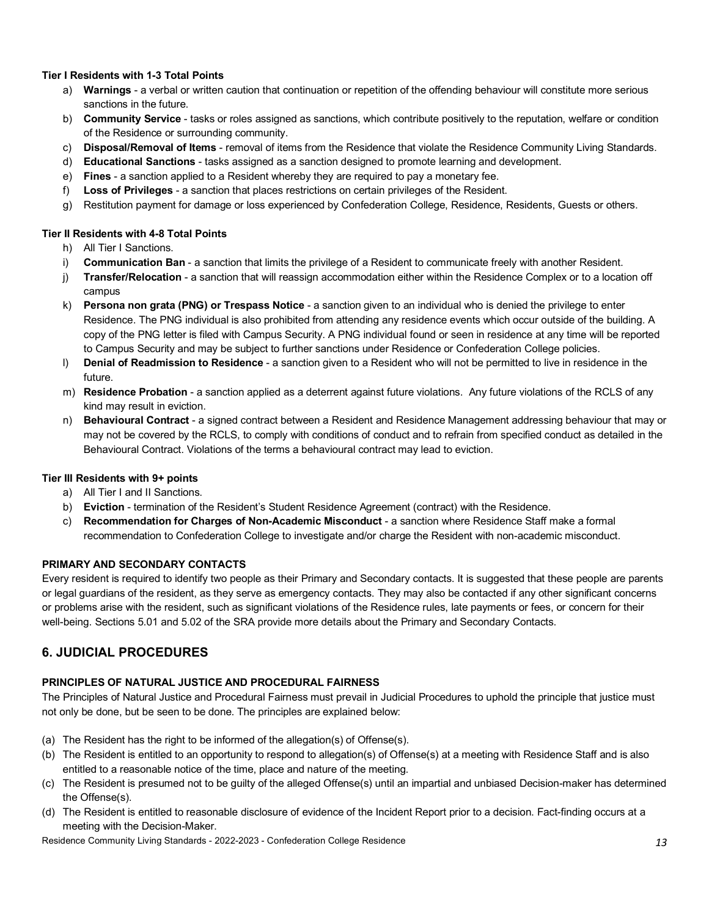**Tier I Residents with 1-3 Total Points**

a) **Warnings** - a verbal or written caution that continuation or repetition of the offending behaviour will constitute more serious sanctions in the future.
b) **Community Service** - tasks or roles assigned as sanctions, which contribute positively to the reputation, welfare or condition of the Residence or surrounding community.
c) **Disposal/Removal of Items** - removal of items from the Residence that violate the Residence Community Living Standards.
d) **Educational Sanctions** - tasks assigned as a sanction designed to promote learning and development.
e) **Fines** - a sanction applied to a Resident whereby they are required to pay a monetary fee.
f) **Loss of Privileges** - a sanction that places restrictions on certain privileges of the Resident.
g) Restitution payment for damage or loss experienced by Confederation College, Residence, Residents, Guests or others.

**Tier II Residents with 4-8 Total Points**

h) All Tier I Sanctions.
i) **Communication Ban** - a sanction that limits the privilege of a Resident to communicate freely with another Resident.
j) **Transfer/Relocation** - a sanction that will reassign accommodation either within the Residence Complex or to a location off campus
k) **Persona non grata (PNG) or Trespass Notice** - a sanction given to an individual who is denied the privilege to enter Residence. The PNG individual is also prohibited from attending any residence events which occur outside of the building. A copy of the PNG letter is filed with Campus Security. A PNG individual found or seen in residence at any time will be reported to Campus Security and may be subject to further sanctions under Residence or Confederation College policies.
l) **Denial of Readmission to Residence** - a sanction given to a Resident who will not be permitted to live in residence in the future.
m) **Residence Probation** - a sanction applied as a deterrent against future violations. Any future violations of the RCLS of any kind may result in eviction.
n) **Behavioural Contract** - a signed contract between a Resident and Residence Management addressing behaviour that may or may not be covered by the RCLS, to comply with conditions of conduct and to refrain from specified conduct as detailed in the Behavioural Contract. Violations of the terms a behavioural contract may lead to eviction.

**Tier III Residents with 9+ points**

a) All Tier I and II Sanctions.
b) **Eviction** - termination of the Resident's Student Residence Agreement (contract) with the Residence.
c) **Recommendation for Charges of Non-Academic Misconduct** - a sanction where Residence Staff make a formal recommendation to Confederation College to investigate and/or charge the Resident with non-academic misconduct.

**PRIMARY AND SECONDARY CONTACTS**

Every resident is required to identify two people as their Primary and Secondary contacts. It is suggested that these people are parents or legal guardians of the resident, as they serve as emergency contacts. They may also be contacted if any other significant concerns or problems arise with the resident, such as significant violations of the Residence rules, late payments or fees, or concern for their well-being. Sections 5.01 and 5.02 of the SRA provide more details about the Primary and Secondary Contacts.

## 6. JUDICIAL PROCEDURES

**PRINCIPLES OF NATURAL JUSTICE AND PROCEDURAL FAIRNESS**

The Principles of Natural Justice and Procedural Fairness must prevail in Judicial Procedures to uphold the principle that justice must not only be done, but be seen to be done. The principles are explained below:

(a) The Resident has the right to be informed of the allegation(s) of Offense(s).
(b) The Resident is entitled to an opportunity to respond to allegation(s) of Offense(s) at a meeting with Residence Staff and is also entitled to a reasonable notice of the time, place and nature of the meeting.
(c) The Resident is presumed not to be guilty of the alleged Offense(s) until an impartial and unbiased Decision-maker has determined the Offense(s).
(d) The Resident is entitled to reasonable disclosure of evidence of the Incident Report prior to a decision. Fact-finding occurs at a meeting with the Decision-Maker.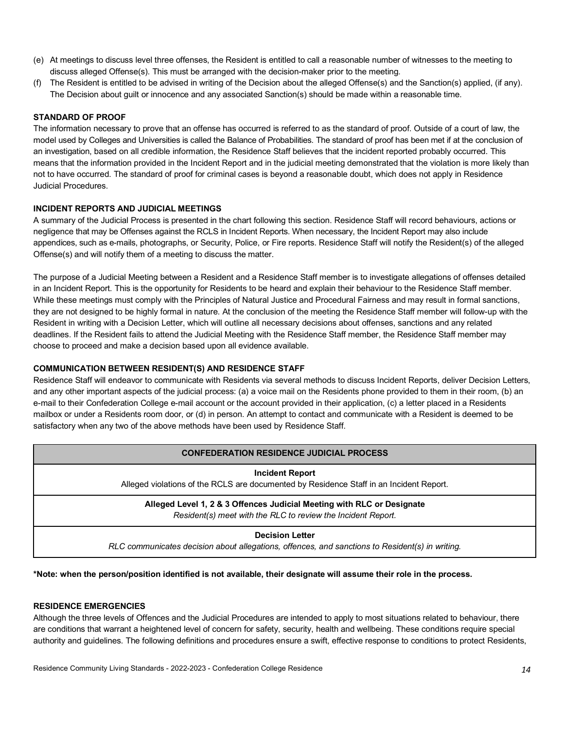(e) At meetings to discuss level three offenses, the Resident is entitled to call a reasonable number of witnesses to the meeting to discuss alleged Offense(s). This must be arranged with the decision-maker prior to the meeting.

(f) The Resident is entitled to be advised in writing of the Decision about the alleged Offense(s) and the Sanction(s) applied, (if any). The Decision about guilt or innocence and any associated Sanction(s) should be made within a reasonable time.

**STANDARD OF PROOF**

The information necessary to prove that an offense has occurred is referred to as the standard of proof. Outside of a court of law, the model used by Colleges and Universities is called the Balance of Probabilities. The standard of proof has been met if at the conclusion of an investigation, based on all credible information, the Residence Staff believes that the incident reported probably occurred. This means that the information provided in the Incident Report and in the judicial meeting demonstrated that the violation is more likely than not to have occurred. The standard of proof for criminal cases is beyond a reasonable doubt, which does not apply in Residence Judicial Procedures.

**INCIDENT REPORTS AND JUDICIAL MEETINGS**

A summary of the Judicial Process is presented in the chart following this section. Residence Staff will record behaviours, actions or negligence that may be Offenses against the RCLS in Incident Reports. When necessary, the Incident Report may also include appendices, such as e-mails, photographs, or Security, Police, or Fire reports. Residence Staff will notify the Resident(s) of the alleged Offense(s) and will notify them of a meeting to discuss the matter.

The purpose of a Judicial Meeting between a Resident and a Residence Staff member is to investigate allegations of offenses detailed in an Incident Report. This is the opportunity for Residents to be heard and explain their behaviour to the Residence Staff member. While these meetings must comply with the Principles of Natural Justice and Procedural Fairness and may result in formal sanctions, they are not designed to be highly formal in nature. At the conclusion of the meeting the Residence Staff member will follow-up with the Resident in writing with a Decision Letter, which will outline all necessary decisions about offenses, sanctions and any related deadlines. If the Resident fails to attend the Judicial Meeting with the Residence Staff member, the Residence Staff member may choose to proceed and make a decision based upon all evidence available.

**COMMUNICATION BETWEEN RESIDENT(S) AND RESIDENCE STAFF**

Residence Staff will endeavor to communicate with Residents via several methods to discuss Incident Reports, deliver Decision Letters, and any other important aspects of the judicial process: (a) a voice mail on the Residents phone provided to them in their room, (b) an e-mail to their Confederation College e-mail account or the account provided in their application, (c) a letter placed in a Residents mailbox or under a Residents room door, or (d) in person. An attempt to contact and communicate with a Resident is deemed to be satisfactory when any two of the above methods have been used by Residence Staff.

| **CONFEDERATION RESIDENCE JUDICIAL PROCESS** |
| --- |
| **Incident Report**<br>Alleged violations of the RCLS are documented by Residence Staff in an Incident Report. |
| **Alleged Level 1, 2 & 3 Offences Judicial Meeting with RLC or Designate**<br>*Resident(s) meet with the RLC to review the Incident Report.* |
| **Decision Letter**<br>*RLC communicates decision about allegations, offences, and sanctions to Resident(s) in writing.* |

**\*Note: when the person/position identified is not available, their designate will assume their role in the process.**

**RESIDENCE EMERGENCIES**

Although the three levels of Offences and the Judicial Procedures are intended to apply to most situations related to behaviour, there are conditions that warrant a heightened level of concern for safety, security, health and wellbeing. These conditions require special authority and guidelines. The following definitions and procedures ensure a swift, effective response to conditions to protect Residents,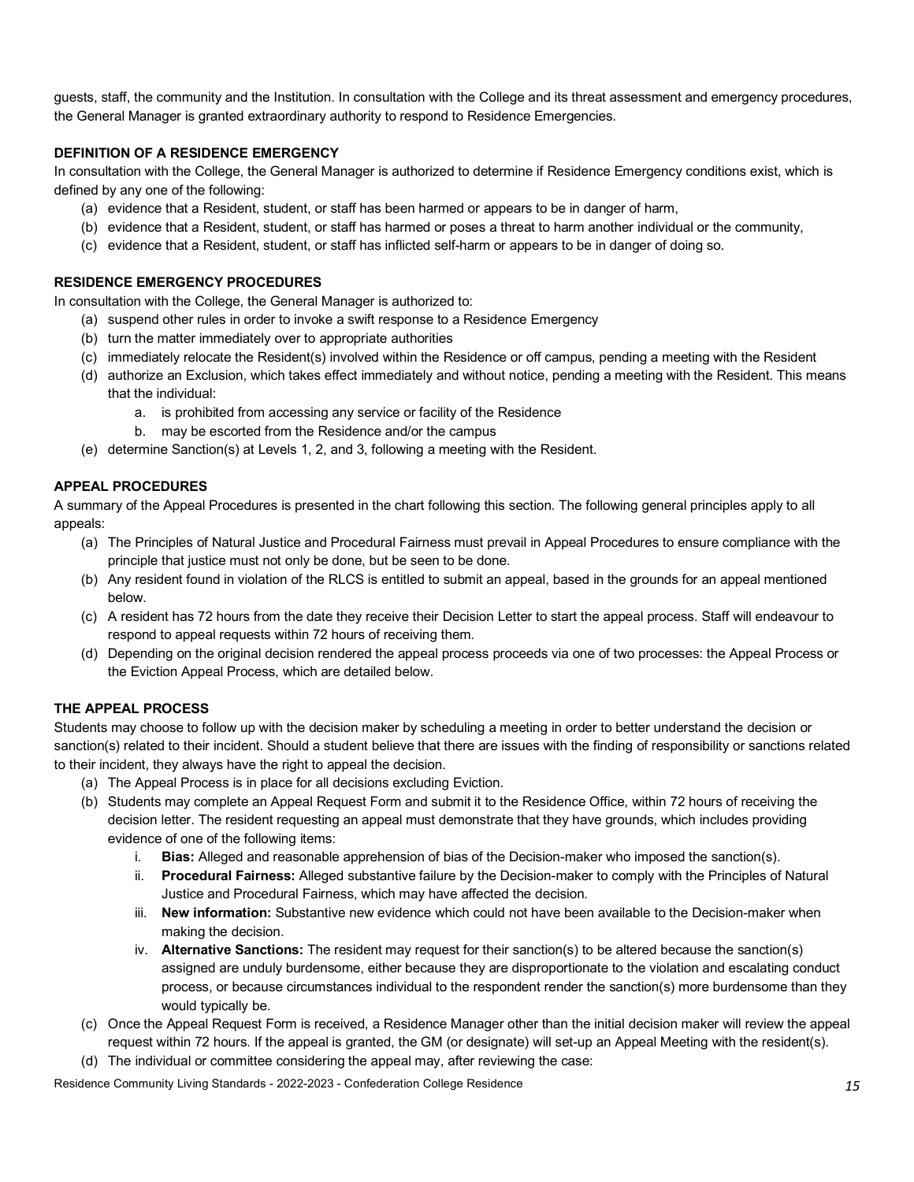guests, staff, the community and the Institution. In consultation with the College and its threat assessment and emergency procedures, the General Manager is granted extraordinary authority to respond to Residence Emergencies.

### DEFINITION OF A RESIDENCE EMERGENCY

In consultation with the College, the General Manager is authorized to determine if Residence Emergency conditions exist, which is defined by any one of the following:

(a) evidence that a Resident, student, or staff has been harmed or appears to be in danger of harm,
(b) evidence that a Resident, student, or staff has harmed or poses a threat to harm another individual or the community,
(c) evidence that a Resident, student, or staff has inflicted self-harm or appears to be in danger of doing so.

### RESIDENCE EMERGENCY PROCEDURES

In consultation with the College, the General Manager is authorized to:

(a) suspend other rules in order to invoke a swift response to a Residence Emergency
(b) turn the matter immediately over to appropriate authorities
(c) immediately relocate the Resident(s) involved within the Residence or off campus, pending a meeting with the Resident
(d) authorize an Exclusion, which takes effect immediately and without notice, pending a meeting with the Resident. This means that the individual:
    a. is prohibited from accessing any service or facility of the Residence
    b. may be escorted from the Residence and/or the campus
(e) determine Sanction(s) at Levels 1, 2, and 3, following a meeting with the Resident.

### APPEAL PROCEDURES

A summary of the Appeal Procedures is presented in the chart following this section. The following general principles apply to all appeals:

(a) The Principles of Natural Justice and Procedural Fairness must prevail in Appeal Procedures to ensure compliance with the principle that justice must not only be done, but be seen to be done.
(b) Any resident found in violation of the RLCS is entitled to submit an appeal, based in the grounds for an appeal mentioned below.
(c) A resident has 72 hours from the date they receive their Decision Letter to start the appeal process. Staff will endeavour to respond to appeal requests within 72 hours of receiving them.
(d) Depending on the original decision rendered the appeal process proceeds via one of two processes: the Appeal Process or the Eviction Appeal Process, which are detailed below.

### THE APPEAL PROCESS

Students may choose to follow up with the decision maker by scheduling a meeting in order to better understand the decision or sanction(s) related to their incident. Should a student believe that there are issues with the finding of responsibility or sanctions related to their incident, they always have the right to appeal the decision.

(a) The Appeal Process is in place for all decisions excluding Eviction.
(b) Students may complete an Appeal Request Form and submit it to the Residence Office, within 72 hours of receiving the decision letter. The resident requesting an appeal must demonstrate that they have grounds, which includes providing evidence of one of the following items:
    i. **Bias:** Alleged and reasonable apprehension of bias of the Decision-maker who imposed the sanction(s).
    ii. **Procedural Fairness:** Alleged substantive failure by the Decision-maker to comply with the Principles of Natural Justice and Procedural Fairness, which may have affected the decision.
    iii. **New information:** Substantive new evidence which could not have been available to the Decision-maker when making the decision.
    iv. **Alternative Sanctions:** The resident may request for their sanction(s) to be altered because the sanction(s) assigned are unduly burdensome, either because they are disproportionate to the violation and escalating conduct process, or because circumstances individual to the respondent render the sanction(s) more burdensome than they would typically be.
(c) Once the Appeal Request Form is received, a Residence Manager other than the initial decision maker will review the appeal request within 72 hours. If the appeal is granted, the GM (or designate) will set-up an Appeal Meeting with the resident(s).
(d) The individual or committee considering the appeal may, after reviewing the case: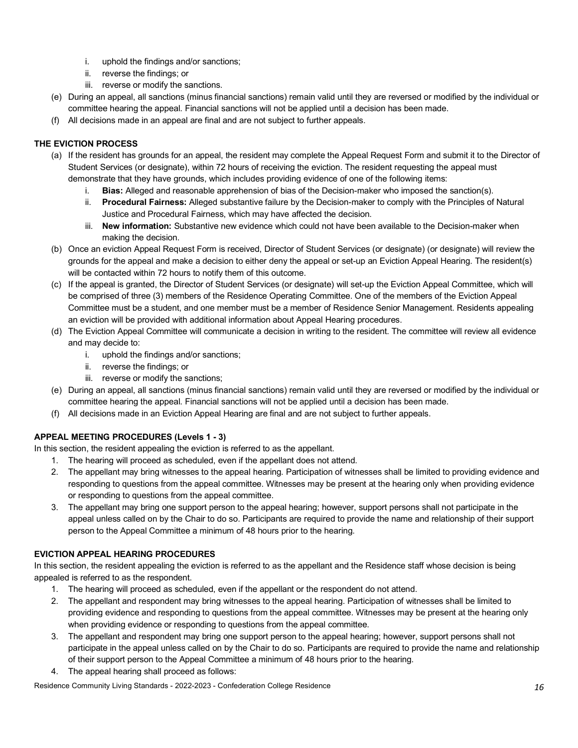i. uphold the findings and/or sanctions;
  ii. reverse the findings; or
  iii. reverse or modify the sanctions.

(e) During an appeal, all sanctions (minus financial sanctions) remain valid until they are reversed or modified by the individual or committee hearing the appeal. Financial sanctions will not be applied until a decision has been made.

(f) All decisions made in an appeal are final and are not subject to further appeals.

**THE EVICTION PROCESS**

(a) If the resident has grounds for an appeal, the resident may complete the Appeal Request Form and submit it to the Director of Student Services (or designate), within 72 hours of receiving the eviction. The resident requesting the appeal must demonstrate that they have grounds, which includes providing evidence of one of the following items:
  i. **Bias:** Alleged and reasonable apprehension of bias of the Decision-maker who imposed the sanction(s).
  ii. **Procedural Fairness:** Alleged substantive failure by the Decision-maker to comply with the Principles of Natural Justice and Procedural Fairness, which may have affected the decision.
  iii. **New information:** Substantive new evidence which could not have been available to the Decision-maker when making the decision.

(b) Once an eviction Appeal Request Form is received, Director of Student Services (or designate) (or designate) will review the grounds for the appeal and make a decision to either deny the appeal or set-up an Eviction Appeal Hearing. The resident(s) will be contacted within 72 hours to notify them of this outcome.

(c) If the appeal is granted, the Director of Student Services (or designate) will set-up the Eviction Appeal Committee, which will be comprised of three (3) members of the Residence Operating Committee. One of the members of the Eviction Appeal Committee must be a student, and one member must be a member of Residence Senior Management. Residents appealing an eviction will be provided with additional information about Appeal Hearing procedures.

(d) The Eviction Appeal Committee will communicate a decision in writing to the resident. The committee will review all evidence and may decide to:
  i. uphold the findings and/or sanctions;
  ii. reverse the findings; or
  iii. reverse or modify the sanctions;

(e) During an appeal, all sanctions (minus financial sanctions) remain valid until they are reversed or modified by the individual or committee hearing the appeal. Financial sanctions will not be applied until a decision has been made.

(f) All decisions made in an Eviction Appeal Hearing are final and are not subject to further appeals.

**APPEAL MEETING PROCEDURES (Levels 1 - 3)**

In this section, the resident appealing the eviction is referred to as the appellant.

1. The hearing will proceed as scheduled, even if the appellant does not attend.
2. The appellant may bring witnesses to the appeal hearing. Participation of witnesses shall be limited to providing evidence and responding to questions from the appeal committee. Witnesses may be present at the hearing only when providing evidence or responding to questions from the appeal committee.
3. The appellant may bring one support person to the appeal hearing; however, support persons shall not participate in the appeal unless called on by the Chair to do so. Participants are required to provide the name and relationship of their support person to the Appeal Committee a minimum of 48 hours prior to the hearing.

**EVICTION APPEAL HEARING PROCEDURES**

In this section, the resident appealing the eviction is referred to as the appellant and the Residence staff whose decision is being appealed is referred to as the respondent.

1. The hearing will proceed as scheduled, even if the appellant or the respondent do not attend.
2. The appellant and respondent may bring witnesses to the appeal hearing. Participation of witnesses shall be limited to providing evidence and responding to questions from the appeal committee. Witnesses may be present at the hearing only when providing evidence or responding to questions from the appeal committee.
3. The appellant and respondent may bring one support person to the appeal hearing; however, support persons shall not participate in the appeal unless called on by the Chair to do so. Participants are required to provide the name and relationship of their support person to the Appeal Committee a minimum of 48 hours prior to the hearing.
4. The appeal hearing shall proceed as follows: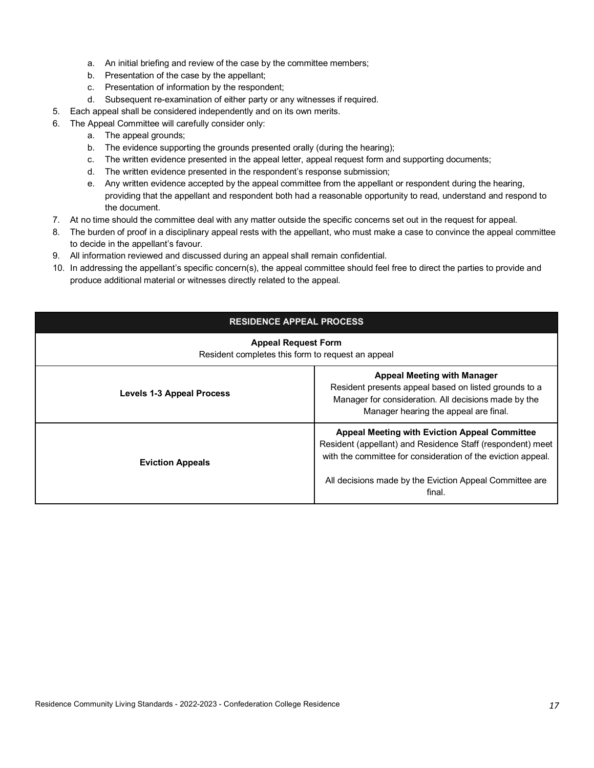a. An initial briefing and review of the case by the committee members;
   b. Presentation of the case by the appellant;
   c. Presentation of information by the respondent;
   d. Subsequent re-examination of either party or any witnesses if required.
5. Each appeal shall be considered independently and on its own merits.
6. The Appeal Committee will carefully consider only:
   a. The appeal grounds;
   b. The evidence supporting the grounds presented orally (during the hearing);
   c. The written evidence presented in the appeal letter, appeal request form and supporting documents;
   d. The written evidence presented in the respondent's response submission;
   e. Any written evidence accepted by the appeal committee from the appellant or respondent during the hearing, providing that the appellant and respondent both had a reasonable opportunity to read, understand and respond to the document.
7. At no time should the committee deal with any matter outside the specific concerns set out in the request for appeal.
8. The burden of proof in a disciplinary appeal rests with the appellant, who must make a case to convince the appeal committee to decide in the appellant's favour.
9. All information reviewed and discussed during an appeal shall remain confidential.
10. In addressing the appellant's specific concern(s), the appeal committee should feel free to direct the parties to provide and produce additional material or witnesses directly related to the appeal.

| RESIDENCE APPEAL PROCESS | |
|---|---|
| **Appeal Request Form**<br>Resident completes this form to request an appeal | |
| **Levels 1-3 Appeal Process** | **Appeal Meeting with Manager**<br>Resident presents appeal based on listed grounds to a Manager for consideration. All decisions made by the Manager hearing the appeal are final. |
| **Eviction Appeals** | **Appeal Meeting with Eviction Appeal Committee**<br>Resident (appellant) and Residence Staff (respondent) meet with the committee for consideration of the eviction appeal.<br><br>All decisions made by the Eviction Appeal Committee are final. |